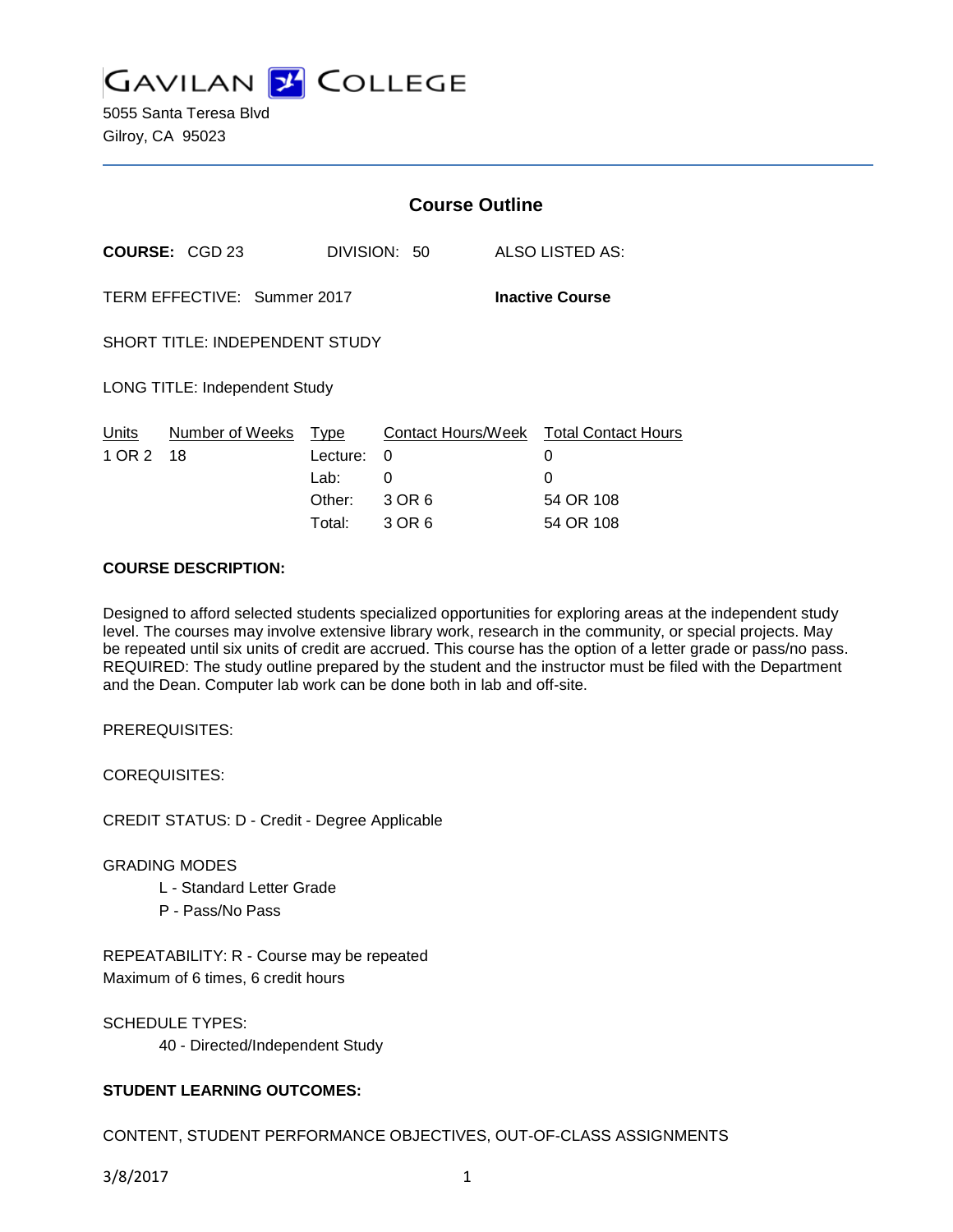# GAVILAN COLLEGE

5055 Santa Teresa Blvd
Gilroy, CA 95023

## Course Outline

**COURSE:** CGD 23 DIVISION: 50 ALSO LISTED AS:

TERM EFFECTIVE: Summer 2017 **Inactive Course**

SHORT TITLE: INDEPENDENT STUDY

LONG TITLE: Independent Study

| Units | Number of Weeks | Type | Contact Hours/Week | Total Contact Hours |
|---|---|---|---|---|
| 1 OR 2 | 18 | Lecture: | 0 | 0 |
| | | Lab: | 0 | 0 |
| | | Other: | 3 OR 6 | 54 OR 108 |
| | | Total: | 3 OR 6 | 54 OR 108 |

**COURSE DESCRIPTION:**

Designed to afford selected students specialized opportunities for exploring areas at the independent study level. The courses may involve extensive library work, research in the community, or special projects. May be repeated until six units of credit are accrued. This course has the option of a letter grade or pass/no pass. REQUIRED: The study outline prepared by the student and the instructor must be filed with the Department and the Dean. Computer lab work can be done both in lab and off-site.

PREREQUISITES:

COREQUISITES:

CREDIT STATUS: D - Credit - Degree Applicable

GRADING MODES

- L - Standard Letter Grade
- P - Pass/No Pass

REPEATABILITY: R - Course may be repeated
Maximum of 6 times, 6 credit hours

SCHEDULE TYPES:

- 40 - Directed/Independent Study

**STUDENT LEARNING OUTCOMES:**

CONTENT, STUDENT PERFORMANCE OBJECTIVES, OUT-OF-CLASS ASSIGNMENTS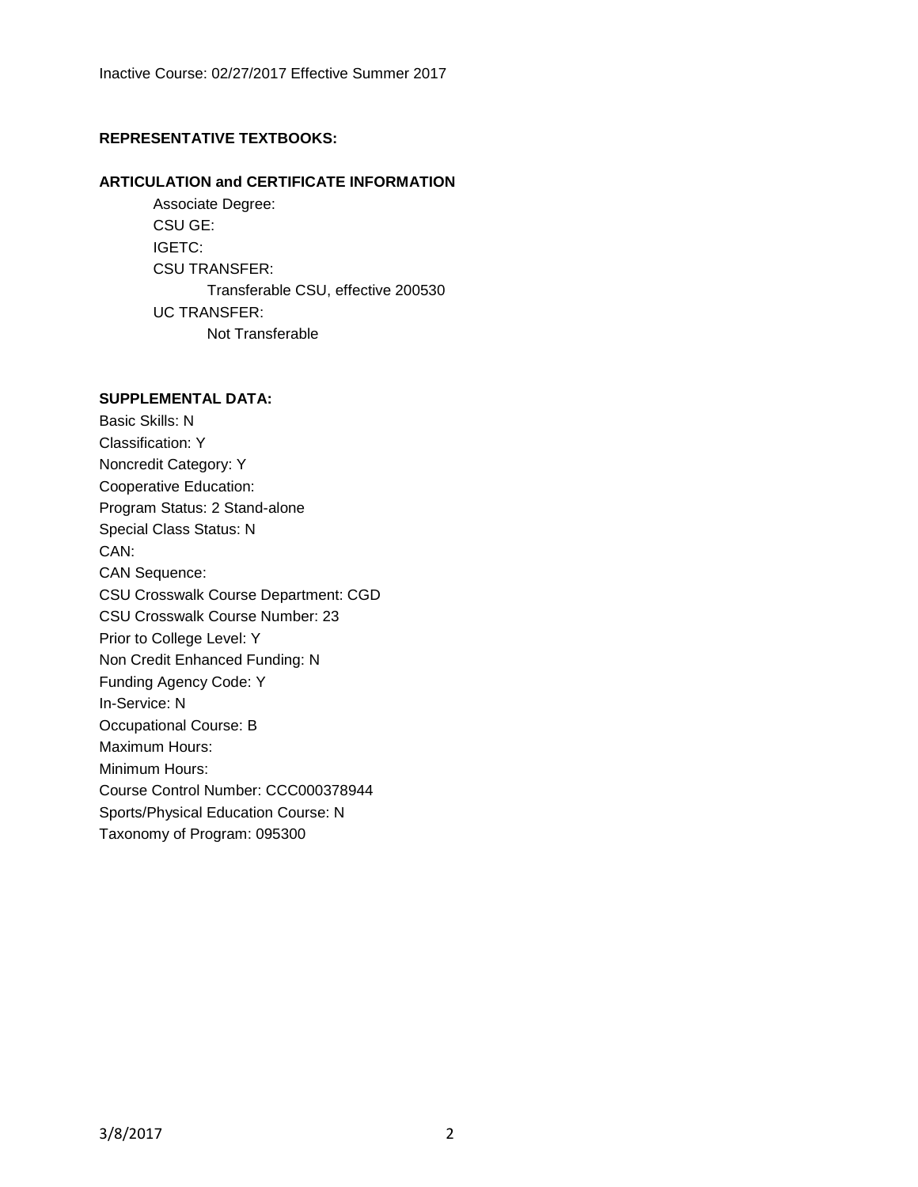Inactive Course: 02/27/2017 Effective Summer 2017

**REPRESENTATIVE TEXTBOOKS:**

**ARTICULATION and CERTIFICATE INFORMATION**

Associate Degree:
CSU GE:
IGETC:
CSU TRANSFER:
    Transferable CSU, effective 200530
UC TRANSFER:
    Not Transferable

**SUPPLEMENTAL DATA:**

Basic Skills: N
Classification: Y
Noncredit Category: Y
Cooperative Education:
Program Status: 2 Stand-alone
Special Class Status: N
CAN:
CAN Sequence:
CSU Crosswalk Course Department: CGD
CSU Crosswalk Course Number: 23
Prior to College Level: Y
Non Credit Enhanced Funding: N
Funding Agency Code: Y
In-Service: N
Occupational Course: B
Maximum Hours:
Minimum Hours:
Course Control Number: CCC000378944
Sports/Physical Education Course: N
Taxonomy of Program: 095300